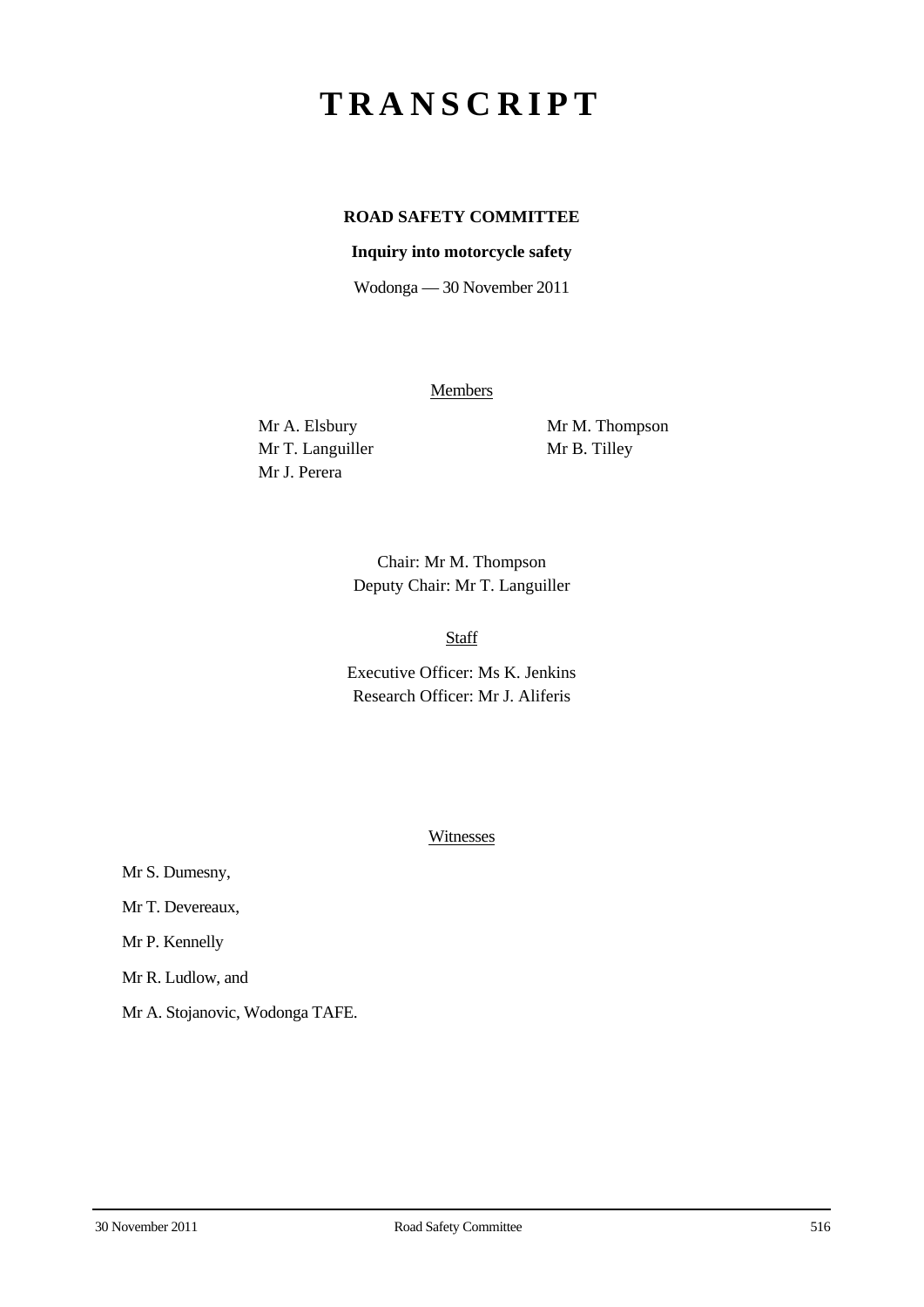# TRANSCRIPT

**ROAD SAFETY COMMITTEE**

**Inquiry into motorcycle safety**

Wodonga — 30 November 2011

Members

Mr A. Elsbury
Mr T. Languiller
Mr J. Perera
Mr M. Thompson
Mr B. Tilley

Chair: Mr M. Thompson
Deputy Chair: Mr T. Languiller

Staff

Executive Officer: Ms K. Jenkins
Research Officer: Mr J. Aliferis

Witnesses

Mr S. Dumesny,

Mr T. Devereaux,

Mr P. Kennelly

Mr R. Ludlow, and

Mr A. Stojanovic, Wodonga TAFE.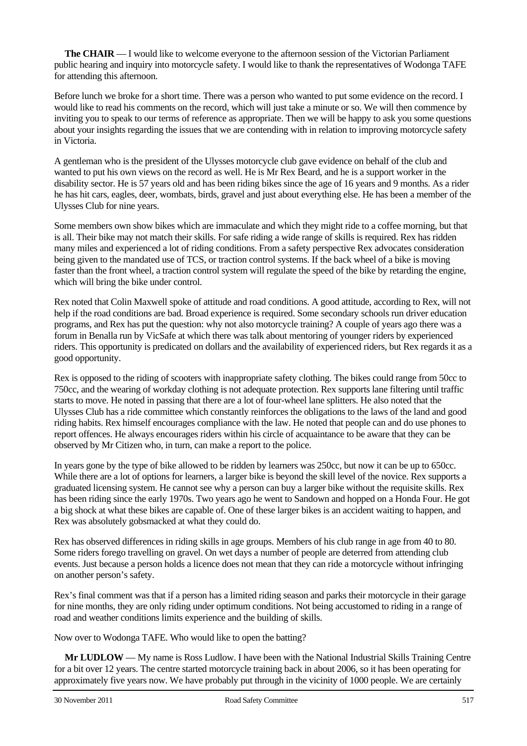**The CHAIR** — I would like to welcome everyone to the afternoon session of the Victorian Parliament public hearing and inquiry into motorcycle safety. I would like to thank the representatives of Wodonga TAFE for attending this afternoon.

Before lunch we broke for a short time. There was a person who wanted to put some evidence on the record. I would like to read his comments on the record, which will just take a minute or so. We will then commence by inviting you to speak to our terms of reference as appropriate. Then we will be happy to ask you some questions about your insights regarding the issues that we are contending with in relation to improving motorcycle safety in Victoria.

A gentleman who is the president of the Ulysses motorcycle club gave evidence on behalf of the club and wanted to put his own views on the record as well. He is Mr Rex Beard, and he is a support worker in the disability sector. He is 57 years old and has been riding bikes since the age of 16 years and 9 months. As a rider he has hit cars, eagles, deer, wombats, birds, gravel and just about everything else. He has been a member of the Ulysses Club for nine years.

Some members own show bikes which are immaculate and which they might ride to a coffee morning, but that is all. Their bike may not match their skills. For safe riding a wide range of skills is required. Rex has ridden many miles and experienced a lot of riding conditions. From a safety perspective Rex advocates consideration being given to the mandated use of TCS, or traction control systems. If the back wheel of a bike is moving faster than the front wheel, a traction control system will regulate the speed of the bike by retarding the engine, which will bring the bike under control.

Rex noted that Colin Maxwell spoke of attitude and road conditions. A good attitude, according to Rex, will not help if the road conditions are bad. Broad experience is required. Some secondary schools run driver education programs, and Rex has put the question: why not also motorcycle training? A couple of years ago there was a forum in Benalla run by VicSafe at which there was talk about mentoring of younger riders by experienced riders. This opportunity is predicated on dollars and the availability of experienced riders, but Rex regards it as a good opportunity.

Rex is opposed to the riding of scooters with inappropriate safety clothing. The bikes could range from 50cc to 750cc, and the wearing of workday clothing is not adequate protection. Rex supports lane filtering until traffic starts to move. He noted in passing that there are a lot of four-wheel lane splitters. He also noted that the Ulysses Club has a ride committee which constantly reinforces the obligations to the laws of the land and good riding habits. Rex himself encourages compliance with the law. He noted that people can and do use phones to report offences. He always encourages riders within his circle of acquaintance to be aware that they can be observed by Mr Citizen who, in turn, can make a report to the police.

In years gone by the type of bike allowed to be ridden by learners was 250cc, but now it can be up to 650cc. While there are a lot of options for learners, a larger bike is beyond the skill level of the novice. Rex supports a graduated licensing system. He cannot see why a person can buy a larger bike without the requisite skills. Rex has been riding since the early 1970s. Two years ago he went to Sandown and hopped on a Honda Four. He got a big shock at what these bikes are capable of. One of these larger bikes is an accident waiting to happen, and Rex was absolutely gobsmacked at what they could do.

Rex has observed differences in riding skills in age groups. Members of his club range in age from 40 to 80. Some riders forego travelling on gravel. On wet days a number of people are deterred from attending club events. Just because a person holds a licence does not mean that they can ride a motorcycle without infringing on another person's safety.

Rex's final comment was that if a person has a limited riding season and parks their motorcycle in their garage for nine months, they are only riding under optimum conditions. Not being accustomed to riding in a range of road and weather conditions limits experience and the building of skills.

Now over to Wodonga TAFE. Who would like to open the batting?

**Mr LUDLOW** — My name is Ross Ludlow. I have been with the National Industrial Skills Training Centre for a bit over 12 years. The centre started motorcycle training back in about 2006, so it has been operating for approximately five years now. We have probably put through in the vicinity of 1000 people. We are certainly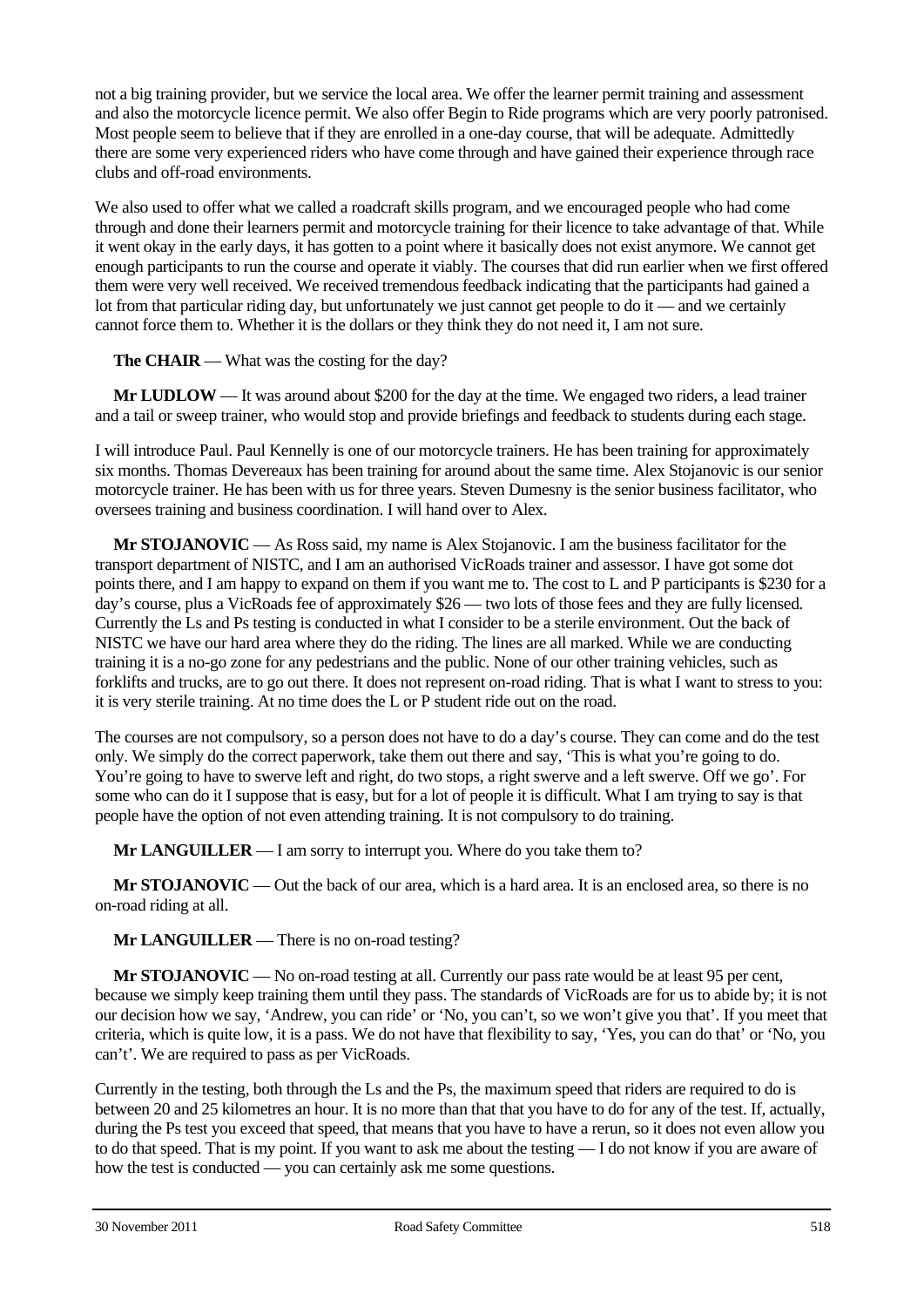not a big training provider, but we service the local area. We offer the learner permit training and assessment and also the motorcycle licence permit. We also offer Begin to Ride programs which are very poorly patronised. Most people seem to believe that if they are enrolled in a one-day course, that will be adequate. Admittedly there are some very experienced riders who have come through and have gained their experience through race clubs and off-road environments.

We also used to offer what we called a roadcraft skills program, and we encouraged people who had come through and done their learners permit and motorcycle training for their licence to take advantage of that. While it went okay in the early days, it has gotten to a point where it basically does not exist anymore. We cannot get enough participants to run the course and operate it viably. The courses that did run earlier when we first offered them were very well received. We received tremendous feedback indicating that the participants had gained a lot from that particular riding day, but unfortunately we just cannot get people to do it — and we certainly cannot force them to. Whether it is the dollars or they think they do not need it, I am not sure.

**The CHAIR** — What was the costing for the day?

**Mr LUDLOW** — It was around about $200 for the day at the time. We engaged two riders, a lead trainer and a tail or sweep trainer, who would stop and provide briefings and feedback to students during each stage.

I will introduce Paul. Paul Kennelly is one of our motorcycle trainers. He has been training for approximately six months. Thomas Devereaux has been training for around about the same time. Alex Stojanovic is our senior motorcycle trainer. He has been with us for three years. Steven Dumesny is the senior business facilitator, who oversees training and business coordination. I will hand over to Alex.

**Mr STOJANOVIC** — As Ross said, my name is Alex Stojanovic. I am the business facilitator for the transport department of NISTC, and I am an authorised VicRoads trainer and assessor. I have got some dot points there, and I am happy to expand on them if you want me to. The cost to L and P participants is $230 for a day's course, plus a VicRoads fee of approximately $26 — two lots of those fees and they are fully licensed. Currently the Ls and Ps testing is conducted in what I consider to be a sterile environment. Out the back of NISTC we have our hard area where they do the riding. The lines are all marked. While we are conducting training it is a no-go zone for any pedestrians and the public. None of our other training vehicles, such as forklifts and trucks, are to go out there. It does not represent on-road riding. That is what I want to stress to you: it is very sterile training. At no time does the L or P student ride out on the road.

The courses are not compulsory, so a person does not have to do a day's course. They can come and do the test only. We simply do the correct paperwork, take them out there and say, 'This is what you're going to do. You're going to have to swerve left and right, do two stops, a right swerve and a left swerve. Off we go'. For some who can do it I suppose that is easy, but for a lot of people it is difficult. What I am trying to say is that people have the option of not even attending training. It is not compulsory to do training.

**Mr LANGUILLER** — I am sorry to interrupt you. Where do you take them to?

**Mr STOJANOVIC** — Out the back of our area, which is a hard area. It is an enclosed area, so there is no on-road riding at all.

**Mr LANGUILLER** — There is no on-road testing?

**Mr STOJANOVIC** — No on-road testing at all. Currently our pass rate would be at least 95 per cent, because we simply keep training them until they pass. The standards of VicRoads are for us to abide by; it is not our decision how we say, 'Andrew, you can ride' or 'No, you can't, so we won't give you that'. If you meet that criteria, which is quite low, it is a pass. We do not have that flexibility to say, 'Yes, you can do that' or 'No, you can't'. We are required to pass as per VicRoads.

Currently in the testing, both through the Ls and the Ps, the maximum speed that riders are required to do is between 20 and 25 kilometres an hour. It is no more than that that you have to do for any of the test. If, actually, during the Ps test you exceed that speed, that means that you have to have a rerun, so it does not even allow you to do that speed. That is my point. If you want to ask me about the testing — I do not know if you are aware of how the test is conducted — you can certainly ask me some questions.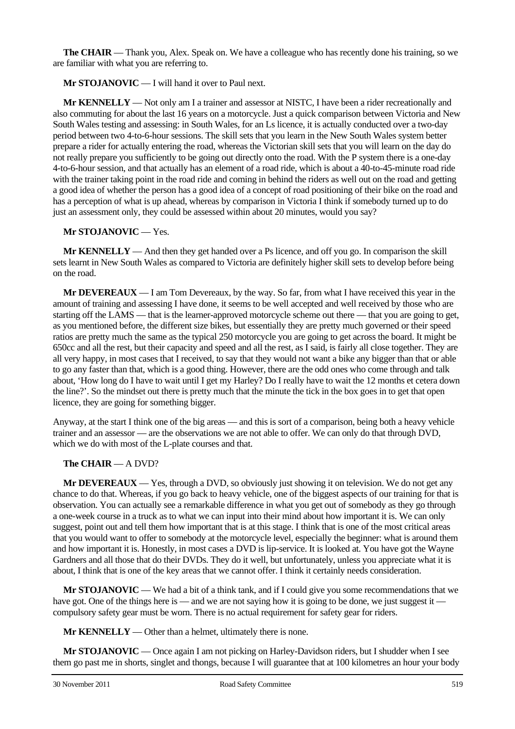**The CHAIR** — Thank you, Alex. Speak on. We have a colleague who has recently done his training, so we are familiar with what you are referring to.

**Mr STOJANOVIC** — I will hand it over to Paul next.

**Mr KENNELLY** — Not only am I a trainer and assessor at NISTC, I have been a rider recreationally and also commuting for about the last 16 years on a motorcycle. Just a quick comparison between Victoria and New South Wales testing and assessing: in South Wales, for an Ls licence, it is actually conducted over a two-day period between two 4-to-6-hour sessions. The skill sets that you learn in the New South Wales system better prepare a rider for actually entering the road, whereas the Victorian skill sets that you will learn on the day do not really prepare you sufficiently to be going out directly onto the road. With the P system there is a one-day 4-to-6-hour session, and that actually has an element of a road ride, which is about a 40-to-45-minute road ride with the trainer taking point in the road ride and coming in behind the riders as well out on the road and getting a good idea of whether the person has a good idea of a concept of road positioning of their bike on the road and has a perception of what is up ahead, whereas by comparison in Victoria I think if somebody turned up to do just an assessment only, they could be assessed within about 20 minutes, would you say?

**Mr STOJANOVIC** — Yes.

**Mr KENNELLY** — And then they get handed over a Ps licence, and off you go. In comparison the skill sets learnt in New South Wales as compared to Victoria are definitely higher skill sets to develop before being on the road.

**Mr DEVEREAUX** — I am Tom Devereaux, by the way. So far, from what I have received this year in the amount of training and assessing I have done, it seems to be well accepted and well received by those who are starting off the LAMS — that is the learner-approved motorcycle scheme out there — that you are going to get, as you mentioned before, the different size bikes, but essentially they are pretty much governed or their speed ratios are pretty much the same as the typical 250 motorcycle you are going to get across the board. It might be 650cc and all the rest, but their capacity and speed and all the rest, as I said, is fairly all close together. They are all very happy, in most cases that I received, to say that they would not want a bike any bigger than that or able to go any faster than that, which is a good thing. However, there are the odd ones who come through and talk about, 'How long do I have to wait until I get my Harley? Do I really have to wait the 12 months et cetera down the line?'. So the mindset out there is pretty much that the minute the tick in the box goes in to get that open licence, they are going for something bigger.

Anyway, at the start I think one of the big areas — and this is sort of a comparison, being both a heavy vehicle trainer and an assessor — are the observations we are not able to offer. We can only do that through DVD, which we do with most of the L-plate courses and that.

**The CHAIR** — A DVD?

**Mr DEVEREAUX** — Yes, through a DVD, so obviously just showing it on television. We do not get any chance to do that. Whereas, if you go back to heavy vehicle, one of the biggest aspects of our training for that is observation. You can actually see a remarkable difference in what you get out of somebody as they go through a one-week course in a truck as to what we can input into their mind about how important it is. We can only suggest, point out and tell them how important that is at this stage. I think that is one of the most critical areas that you would want to offer to somebody at the motorcycle level, especially the beginner: what is around them and how important it is. Honestly, in most cases a DVD is lip-service. It is looked at. You have got the Wayne Gardners and all those that do their DVDs. They do it well, but unfortunately, unless you appreciate what it is about, I think that is one of the key areas that we cannot offer. I think it certainly needs consideration.

**Mr STOJANOVIC** — We had a bit of a think tank, and if I could give you some recommendations that we have got. One of the things here is — and we are not saying how it is going to be done, we just suggest it — compulsory safety gear must be worn. There is no actual requirement for safety gear for riders.

**Mr KENNELLY** — Other than a helmet, ultimately there is none.

**Mr STOJANOVIC** — Once again I am not picking on Harley-Davidson riders, but I shudder when I see them go past me in shorts, singlet and thongs, because I will guarantee that at 100 kilometres an hour your body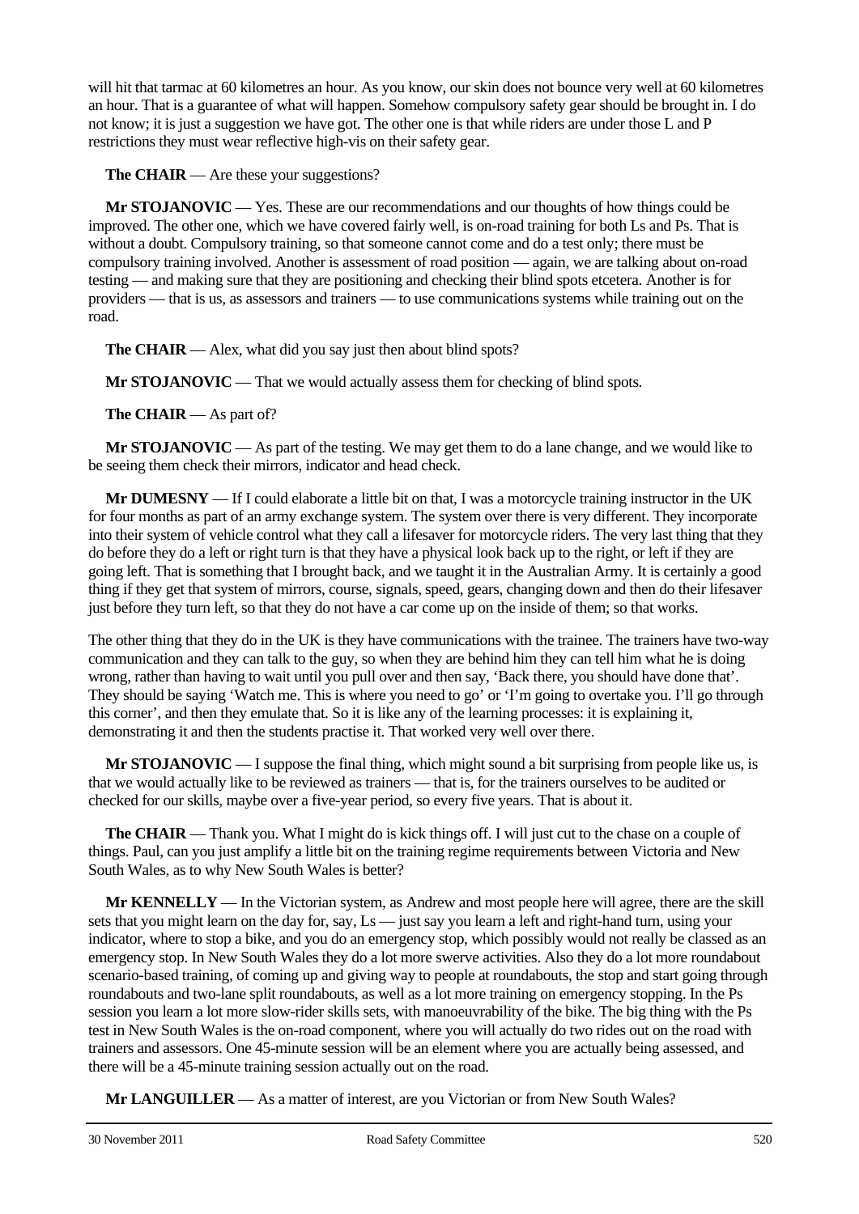will hit that tarmac at 60 kilometres an hour. As you know, our skin does not bounce very well at 60 kilometres an hour. That is a guarantee of what will happen. Somehow compulsory safety gear should be brought in. I do not know; it is just a suggestion we have got. The other one is that while riders are under those L and P restrictions they must wear reflective high-vis on their safety gear.

**The CHAIR** — Are these your suggestions?

**Mr STOJANOVIC** — Yes. These are our recommendations and our thoughts of how things could be improved. The other one, which we have covered fairly well, is on-road training for both Ls and Ps. That is without a doubt. Compulsory training, so that someone cannot come and do a test only; there must be compulsory training involved. Another is assessment of road position — again, we are talking about on-road testing — and making sure that they are positioning and checking their blind spots etcetera. Another is for providers — that is us, as assessors and trainers — to use communications systems while training out on the road.

**The CHAIR** — Alex, what did you say just then about blind spots?

**Mr STOJANOVIC** — That we would actually assess them for checking of blind spots.

**The CHAIR** — As part of?

**Mr STOJANOVIC** — As part of the testing. We may get them to do a lane change, and we would like to be seeing them check their mirrors, indicator and head check.

**Mr DUMESNY** — If I could elaborate a little bit on that, I was a motorcycle training instructor in the UK for four months as part of an army exchange system. The system over there is very different. They incorporate into their system of vehicle control what they call a lifesaver for motorcycle riders. The very last thing that they do before they do a left or right turn is that they have a physical look back up to the right, or left if they are going left. That is something that I brought back, and we taught it in the Australian Army. It is certainly a good thing if they get that system of mirrors, course, signals, speed, gears, changing down and then do their lifesaver just before they turn left, so that they do not have a car come up on the inside of them; so that works.

The other thing that they do in the UK is they have communications with the trainee. The trainers have two-way communication and they can talk to the guy, so when they are behind him they can tell him what he is doing wrong, rather than having to wait until you pull over and then say, 'Back there, you should have done that'. They should be saying 'Watch me. This is where you need to go' or 'I'm going to overtake you. I'll go through this corner', and then they emulate that. So it is like any of the learning processes: it is explaining it, demonstrating it and then the students practise it. That worked very well over there.

**Mr STOJANOVIC** — I suppose the final thing, which might sound a bit surprising from people like us, is that we would actually like to be reviewed as trainers — that is, for the trainers ourselves to be audited or checked for our skills, maybe over a five-year period, so every five years. That is about it.

**The CHAIR** — Thank you. What I might do is kick things off. I will just cut to the chase on a couple of things. Paul, can you just amplify a little bit on the training regime requirements between Victoria and New South Wales, as to why New South Wales is better?

**Mr KENNELLY** — In the Victorian system, as Andrew and most people here will agree, there are the skill sets that you might learn on the day for, say, Ls — just say you learn a left and right-hand turn, using your indicator, where to stop a bike, and you do an emergency stop, which possibly would not really be classed as an emergency stop. In New South Wales they do a lot more swerve activities. Also they do a lot more roundabout scenario-based training, of coming up and giving way to people at roundabouts, the stop and start going through roundabouts and two-lane split roundabouts, as well as a lot more training on emergency stopping. In the Ps session you learn a lot more slow-rider skills sets, with manoeuvrability of the bike. The big thing with the Ps test in New South Wales is the on-road component, where you will actually do two rides out on the road with trainers and assessors. One 45-minute session will be an element where you are actually being assessed, and there will be a 45-minute training session actually out on the road.

**Mr LANGUILLER** — As a matter of interest, are you Victorian or from New South Wales?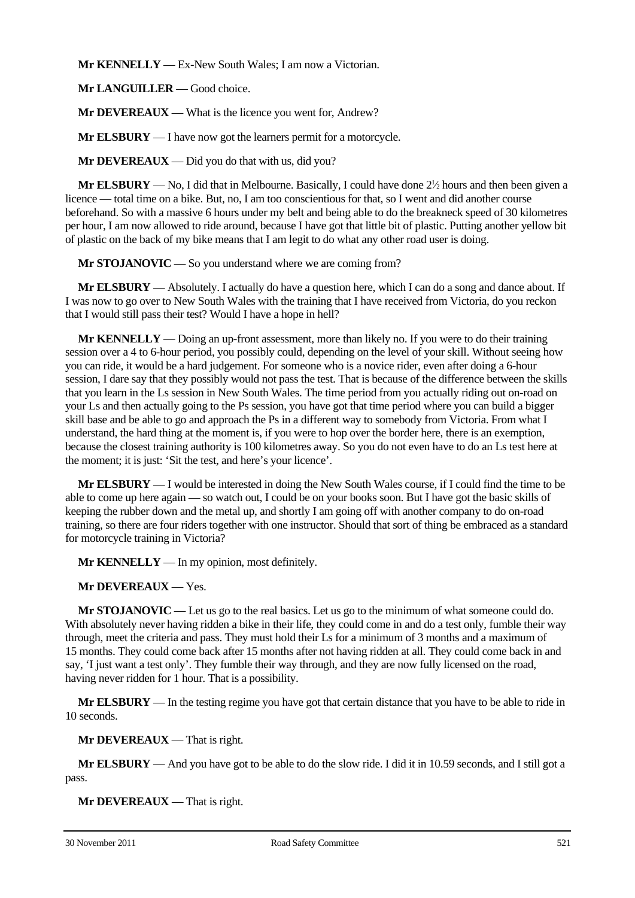**Mr KENNELLY** — Ex-New South Wales; I am now a Victorian.

**Mr LANGUILLER** — Good choice.

**Mr DEVEREAUX** — What is the licence you went for, Andrew?

**Mr ELSBURY** — I have now got the learners permit for a motorcycle.

**Mr DEVEREAUX** — Did you do that with us, did you?

**Mr ELSBURY** — No, I did that in Melbourne. Basically, I could have done 2½ hours and then been given a licence — total time on a bike. But, no, I am too conscientious for that, so I went and did another course beforehand. So with a massive 6 hours under my belt and being able to do the breakneck speed of 30 kilometres per hour, I am now allowed to ride around, because I have got that little bit of plastic. Putting another yellow bit of plastic on the back of my bike means that I am legit to do what any other road user is doing.

**Mr STOJANOVIC** — So you understand where we are coming from?

**Mr ELSBURY** — Absolutely. I actually do have a question here, which I can do a song and dance about. If I was now to go over to New South Wales with the training that I have received from Victoria, do you reckon that I would still pass their test? Would I have a hope in hell?

**Mr KENNELLY** — Doing an up-front assessment, more than likely no. If you were to do their training session over a 4 to 6-hour period, you possibly could, depending on the level of your skill. Without seeing how you can ride, it would be a hard judgement. For someone who is a novice rider, even after doing a 6-hour session, I dare say that they possibly would not pass the test. That is because of the difference between the skills that you learn in the Ls session in New South Wales. The time period from you actually riding out on-road on your Ls and then actually going to the Ps session, you have got that time period where you can build a bigger skill base and be able to go and approach the Ps in a different way to somebody from Victoria. From what I understand, the hard thing at the moment is, if you were to hop over the border here, there is an exemption, because the closest training authority is 100 kilometres away. So you do not even have to do an Ls test here at the moment; it is just: 'Sit the test, and here's your licence'.

**Mr ELSBURY** — I would be interested in doing the New South Wales course, if I could find the time to be able to come up here again — so watch out, I could be on your books soon. But I have got the basic skills of keeping the rubber down and the metal up, and shortly I am going off with another company to do on-road training, so there are four riders together with one instructor. Should that sort of thing be embraced as a standard for motorcycle training in Victoria?

**Mr KENNELLY** — In my opinion, most definitely.

**Mr DEVEREAUX** — Yes.

**Mr STOJANOVIC** — Let us go to the real basics. Let us go to the minimum of what someone could do. With absolutely never having ridden a bike in their life, they could come in and do a test only, fumble their way through, meet the criteria and pass. They must hold their Ls for a minimum of 3 months and a maximum of 15 months. They could come back after 15 months after not having ridden at all. They could come back in and say, 'I just want a test only'. They fumble their way through, and they are now fully licensed on the road, having never ridden for 1 hour. That is a possibility.

**Mr ELSBURY** — In the testing regime you have got that certain distance that you have to be able to ride in 10 seconds.

**Mr DEVEREAUX** — That is right.

**Mr ELSBURY** — And you have got to be able to do the slow ride. I did it in 10.59 seconds, and I still got a pass.

**Mr DEVEREAUX** — That is right.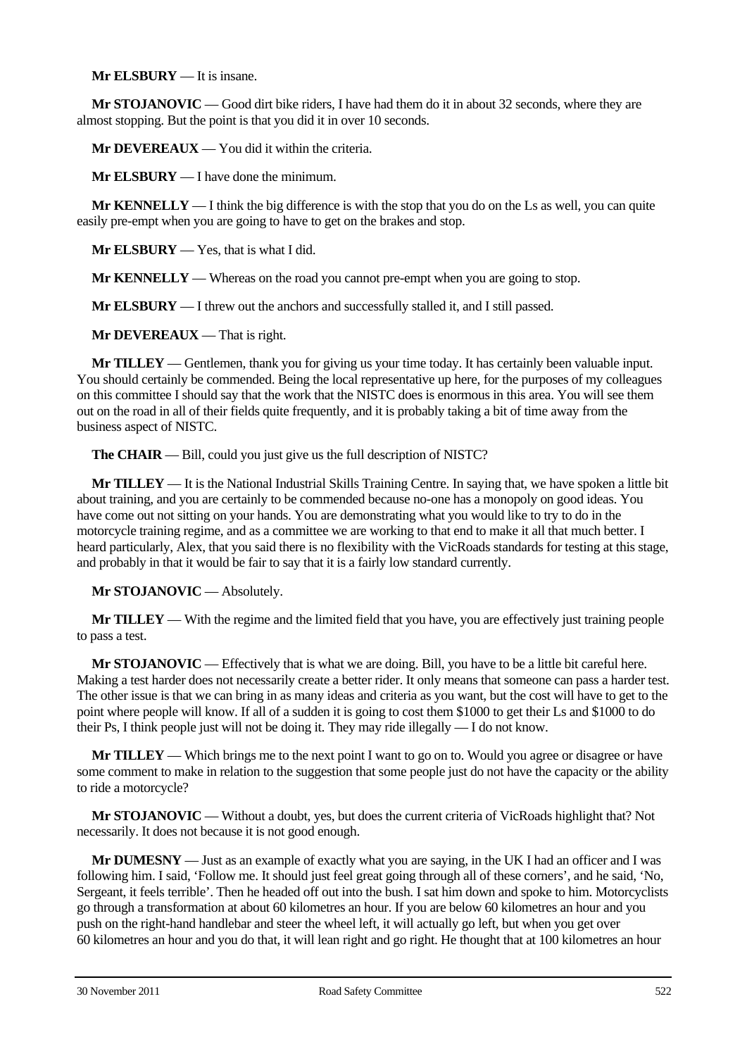**Mr ELSBURY** — It is insane.

**Mr STOJANOVIC** — Good dirt bike riders, I have had them do it in about 32 seconds, where they are almost stopping. But the point is that you did it in over 10 seconds.

**Mr DEVEREAUX** — You did it within the criteria.

**Mr ELSBURY** — I have done the minimum.

**Mr KENNELLY** — I think the big difference is with the stop that you do on the Ls as well, you can quite easily pre-empt when you are going to have to get on the brakes and stop.

**Mr ELSBURY** — Yes, that is what I did.

**Mr KENNELLY** — Whereas on the road you cannot pre-empt when you are going to stop.

**Mr ELSBURY** — I threw out the anchors and successfully stalled it, and I still passed.

**Mr DEVEREAUX** — That is right.

**Mr TILLEY** — Gentlemen, thank you for giving us your time today. It has certainly been valuable input. You should certainly be commended. Being the local representative up here, for the purposes of my colleagues on this committee I should say that the work that the NISTC does is enormous in this area. You will see them out on the road in all of their fields quite frequently, and it is probably taking a bit of time away from the business aspect of NISTC.

**The CHAIR** — Bill, could you just give us the full description of NISTC?

**Mr TILLEY** — It is the National Industrial Skills Training Centre. In saying that, we have spoken a little bit about training, and you are certainly to be commended because no-one has a monopoly on good ideas. You have come out not sitting on your hands. You are demonstrating what you would like to try to do in the motorcycle training regime, and as a committee we are working to that end to make it all that much better. I heard particularly, Alex, that you said there is no flexibility with the VicRoads standards for testing at this stage, and probably in that it would be fair to say that it is a fairly low standard currently.

**Mr STOJANOVIC** — Absolutely.

**Mr TILLEY** — With the regime and the limited field that you have, you are effectively just training people to pass a test.

**Mr STOJANOVIC** — Effectively that is what we are doing. Bill, you have to be a little bit careful here. Making a test harder does not necessarily create a better rider. It only means that someone can pass a harder test. The other issue is that we can bring in as many ideas and criteria as you want, but the cost will have to get to the point where people will know. If all of a sudden it is going to cost them $1000 to get their Ls and $1000 to do their Ps, I think people just will not be doing it. They may ride illegally — I do not know.

**Mr TILLEY** — Which brings me to the next point I want to go on to. Would you agree or disagree or have some comment to make in relation to the suggestion that some people just do not have the capacity or the ability to ride a motorcycle?

**Mr STOJANOVIC** — Without a doubt, yes, but does the current criteria of VicRoads highlight that? Not necessarily. It does not because it is not good enough.

**Mr DUMESNY** — Just as an example of exactly what you are saying, in the UK I had an officer and I was following him. I said, 'Follow me. It should just feel great going through all of these corners', and he said, 'No, Sergeant, it feels terrible'. Then he headed off out into the bush. I sat him down and spoke to him. Motorcyclists go through a transformation at about 60 kilometres an hour. If you are below 60 kilometres an hour and you push on the right-hand handlebar and steer the wheel left, it will actually go left, but when you get over 60 kilometres an hour and you do that, it will lean right and go right. He thought that at 100 kilometres an hour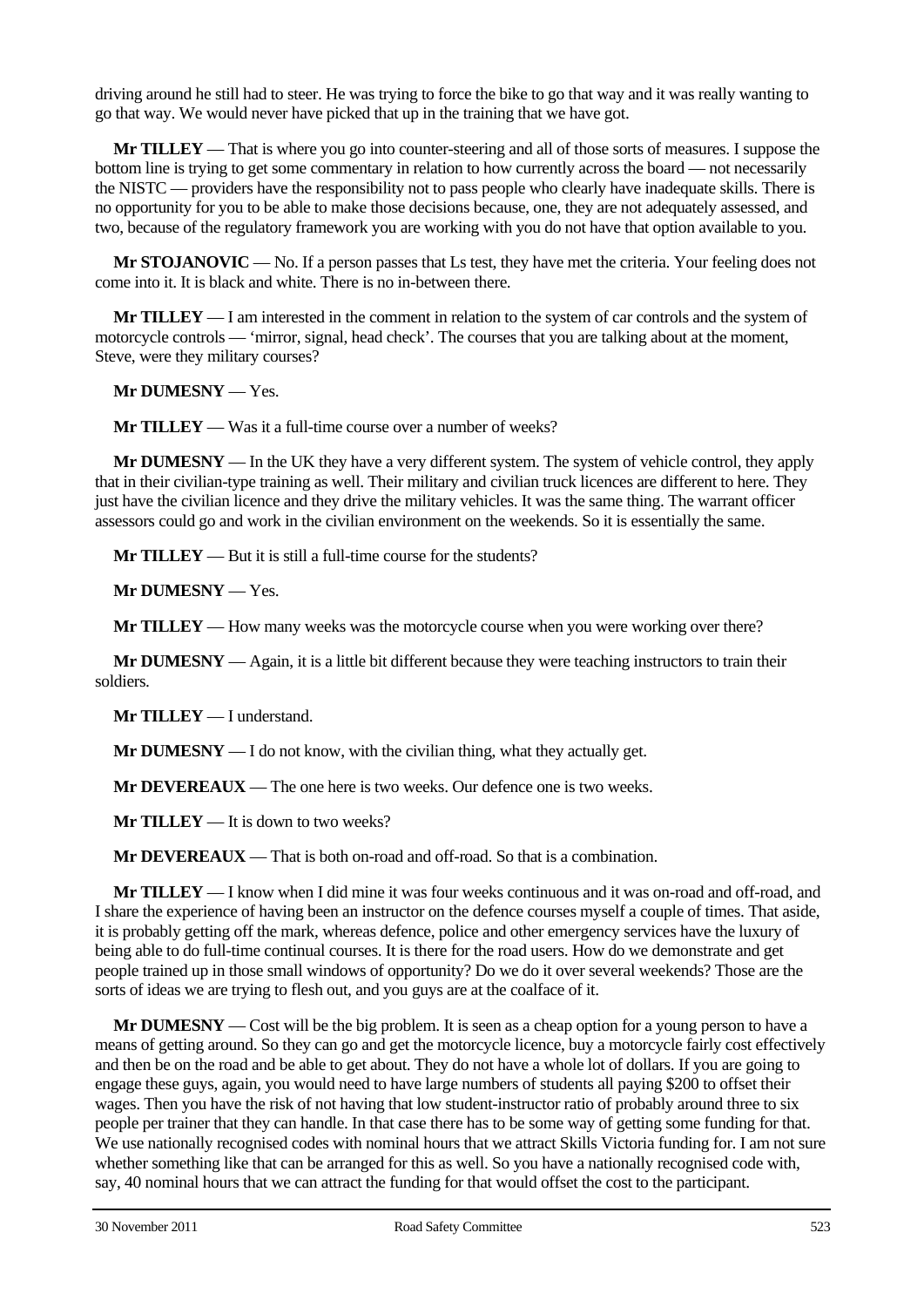driving around he still had to steer. He was trying to force the bike to go that way and it was really wanting to go that way. We would never have picked that up in the training that we have got.

**Mr TILLEY** — That is where you go into counter-steering and all of those sorts of measures. I suppose the bottom line is trying to get some commentary in relation to how currently across the board — not necessarily the NISTC — providers have the responsibility not to pass people who clearly have inadequate skills. There is no opportunity for you to be able to make those decisions because, one, they are not adequately assessed, and two, because of the regulatory framework you are working with you do not have that option available to you.

**Mr STOJANOVIC** — No. If a person passes that Ls test, they have met the criteria. Your feeling does not come into it. It is black and white. There is no in-between there.

**Mr TILLEY** — I am interested in the comment in relation to the system of car controls and the system of motorcycle controls — 'mirror, signal, head check'. The courses that you are talking about at the moment, Steve, were they military courses?

**Mr DUMESNY** — Yes.

**Mr TILLEY** — Was it a full-time course over a number of weeks?

**Mr DUMESNY** — In the UK they have a very different system. The system of vehicle control, they apply that in their civilian-type training as well. Their military and civilian truck licences are different to here. They just have the civilian licence and they drive the military vehicles. It was the same thing. The warrant officer assessors could go and work in the civilian environment on the weekends. So it is essentially the same.

**Mr TILLEY** — But it is still a full-time course for the students?

**Mr DUMESNY** — Yes.

**Mr TILLEY** — How many weeks was the motorcycle course when you were working over there?

**Mr DUMESNY** — Again, it is a little bit different because they were teaching instructors to train their soldiers.

**Mr TILLEY** — I understand.

**Mr DUMESNY** — I do not know, with the civilian thing, what they actually get.

**Mr DEVEREAUX** — The one here is two weeks. Our defence one is two weeks.

**Mr TILLEY** — It is down to two weeks?

**Mr DEVEREAUX** — That is both on-road and off-road. So that is a combination.

**Mr TILLEY** — I know when I did mine it was four weeks continuous and it was on-road and off-road, and I share the experience of having been an instructor on the defence courses myself a couple of times. That aside, it is probably getting off the mark, whereas defence, police and other emergency services have the luxury of being able to do full-time continual courses. It is there for the road users. How do we demonstrate and get people trained up in those small windows of opportunity? Do we do it over several weekends? Those are the sorts of ideas we are trying to flesh out, and you guys are at the coalface of it.

**Mr DUMESNY** — Cost will be the big problem. It is seen as a cheap option for a young person to have a means of getting around. So they can go and get the motorcycle licence, buy a motorcycle fairly cost effectively and then be on the road and be able to get about. They do not have a whole lot of dollars. If you are going to engage these guys, again, you would need to have large numbers of students all paying $200 to offset their wages. Then you have the risk of not having that low student-instructor ratio of probably around three to six people per trainer that they can handle. In that case there has to be some way of getting some funding for that. We use nationally recognised codes with nominal hours that we attract Skills Victoria funding for. I am not sure whether something like that can be arranged for this as well. So you have a nationally recognised code with, say, 40 nominal hours that we can attract the funding for that would offset the cost to the participant.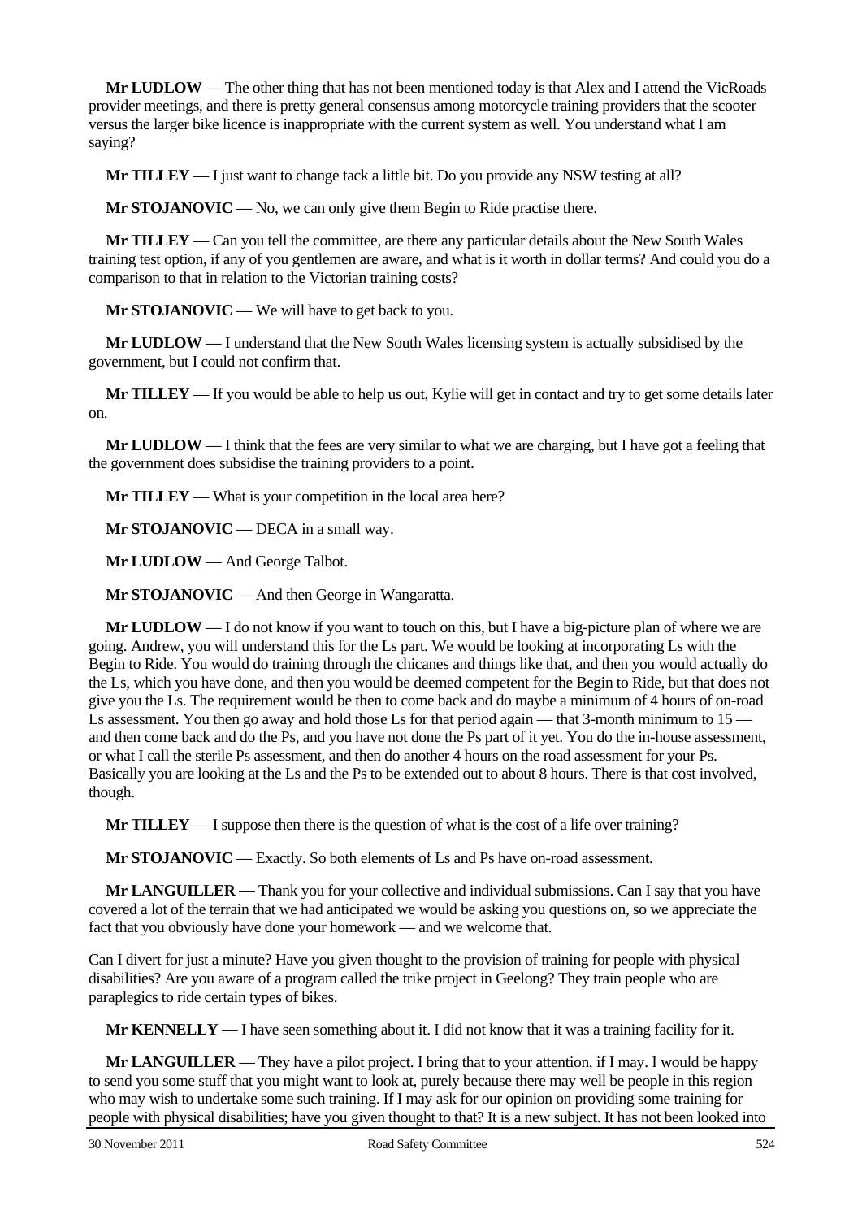**Mr LUDLOW** — The other thing that has not been mentioned today is that Alex and I attend the VicRoads provider meetings, and there is pretty general consensus among motorcycle training providers that the scooter versus the larger bike licence is inappropriate with the current system as well. You understand what I am saying?

**Mr TILLEY** — I just want to change tack a little bit. Do you provide any NSW testing at all?

**Mr STOJANOVIC** — No, we can only give them Begin to Ride practise there.

**Mr TILLEY** — Can you tell the committee, are there any particular details about the New South Wales training test option, if any of you gentlemen are aware, and what is it worth in dollar terms? And could you do a comparison to that in relation to the Victorian training costs?

**Mr STOJANOVIC** — We will have to get back to you.

**Mr LUDLOW** — I understand that the New South Wales licensing system is actually subsidised by the government, but I could not confirm that.

**Mr TILLEY** — If you would be able to help us out, Kylie will get in contact and try to get some details later on.

**Mr LUDLOW** — I think that the fees are very similar to what we are charging, but I have got a feeling that the government does subsidise the training providers to a point.

**Mr TILLEY** — What is your competition in the local area here?

**Mr STOJANOVIC** — DECA in a small way.

**Mr LUDLOW** — And George Talbot.

**Mr STOJANOVIC** — And then George in Wangaratta.

**Mr LUDLOW** — I do not know if you want to touch on this, but I have a big-picture plan of where we are going. Andrew, you will understand this for the Ls part. We would be looking at incorporating Ls with the Begin to Ride. You would do training through the chicanes and things like that, and then you would actually do the Ls, which you have done, and then you would be deemed competent for the Begin to Ride, but that does not give you the Ls. The requirement would be then to come back and do maybe a minimum of 4 hours of on-road Ls assessment. You then go away and hold those Ls for that period again — that 3-month minimum to 15 — and then come back and do the Ps, and you have not done the Ps part of it yet. You do the in-house assessment, or what I call the sterile Ps assessment, and then do another 4 hours on the road assessment for your Ps. Basically you are looking at the Ls and the Ps to be extended out to about 8 hours. There is that cost involved, though.

**Mr TILLEY** — I suppose then there is the question of what is the cost of a life over training?

**Mr STOJANOVIC** — Exactly. So both elements of Ls and Ps have on-road assessment.

**Mr LANGUILLER** — Thank you for your collective and individual submissions. Can I say that you have covered a lot of the terrain that we had anticipated we would be asking you questions on, so we appreciate the fact that you obviously have done your homework — and we welcome that.

Can I divert for just a minute? Have you given thought to the provision of training for people with physical disabilities? Are you aware of a program called the trike project in Geelong? They train people who are paraplegics to ride certain types of bikes.

**Mr KENNELLY** — I have seen something about it. I did not know that it was a training facility for it.

**Mr LANGUILLER** — They have a pilot project. I bring that to your attention, if I may. I would be happy to send you some stuff that you might want to look at, purely because there may well be people in this region who may wish to undertake some such training. If I may ask for our opinion on providing some training for people with physical disabilities; have you given thought to that? It is a new subject. It has not been looked into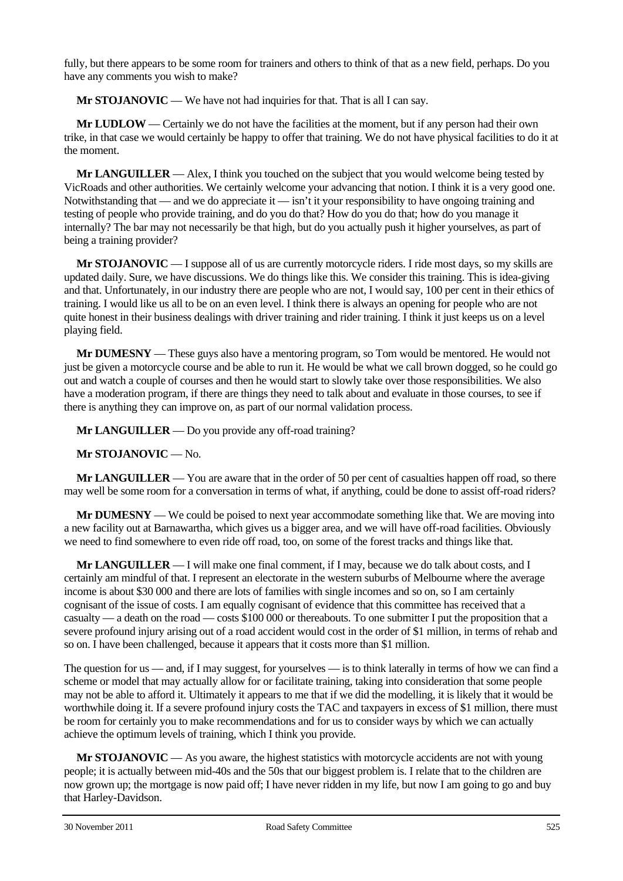fully, but there appears to be some room for trainers and others to think of that as a new field, perhaps. Do you have any comments you wish to make?

**Mr STOJANOVIC** — We have not had inquiries for that. That is all I can say.

**Mr LUDLOW** — Certainly we do not have the facilities at the moment, but if any person had their own trike, in that case we would certainly be happy to offer that training. We do not have physical facilities to do it at the moment.

**Mr LANGUILLER** — Alex, I think you touched on the subject that you would welcome being tested by VicRoads and other authorities. We certainly welcome your advancing that notion. I think it is a very good one. Notwithstanding that — and we do appreciate it — isn't it your responsibility to have ongoing training and testing of people who provide training, and do you do that? How do you do that; how do you manage it internally? The bar may not necessarily be that high, but do you actually push it higher yourselves, as part of being a training provider?

**Mr STOJANOVIC** — I suppose all of us are currently motorcycle riders. I ride most days, so my skills are updated daily. Sure, we have discussions. We do things like this. We consider this training. This is idea-giving and that. Unfortunately, in our industry there are people who are not, I would say, 100 per cent in their ethics of training. I would like us all to be on an even level. I think there is always an opening for people who are not quite honest in their business dealings with driver training and rider training. I think it just keeps us on a level playing field.

**Mr DUMESNY** — These guys also have a mentoring program, so Tom would be mentored. He would not just be given a motorcycle course and be able to run it. He would be what we call brown dogged, so he could go out and watch a couple of courses and then he would start to slowly take over those responsibilities. We also have a moderation program, if there are things they need to talk about and evaluate in those courses, to see if there is anything they can improve on, as part of our normal validation process.

**Mr LANGUILLER** — Do you provide any off-road training?

**Mr STOJANOVIC** — No.

**Mr LANGUILLER** — You are aware that in the order of 50 per cent of casualties happen off road, so there may well be some room for a conversation in terms of what, if anything, could be done to assist off-road riders?

**Mr DUMESNY** — We could be poised to next year accommodate something like that. We are moving into a new facility out at Barnawartha, which gives us a bigger area, and we will have off-road facilities. Obviously we need to find somewhere to even ride off road, too, on some of the forest tracks and things like that.

**Mr LANGUILLER** — I will make one final comment, if I may, because we do talk about costs, and I certainly am mindful of that. I represent an electorate in the western suburbs of Melbourne where the average income is about $30 000 and there are lots of families with single incomes and so on, so I am certainly cognisant of the issue of costs. I am equally cognisant of evidence that this committee has received that a casualty — a death on the road — costs $100 000 or thereabouts. To one submitter I put the proposition that a severe profound injury arising out of a road accident would cost in the order of $1 million, in terms of rehab and so on. I have been challenged, because it appears that it costs more than $1 million.

The question for us — and, if I may suggest, for yourselves — is to think laterally in terms of how we can find a scheme or model that may actually allow for or facilitate training, taking into consideration that some people may not be able to afford it. Ultimately it appears to me that if we did the modelling, it is likely that it would be worthwhile doing it. If a severe profound injury costs the TAC and taxpayers in excess of $1 million, there must be room for certainly you to make recommendations and for us to consider ways by which we can actually achieve the optimum levels of training, which I think you provide.

**Mr STOJANOVIC** — As you aware, the highest statistics with motorcycle accidents are not with young people; it is actually between mid-40s and the 50s that our biggest problem is. I relate that to the children are now grown up; the mortgage is now paid off; I have never ridden in my life, but now I am going to go and buy that Harley-Davidson.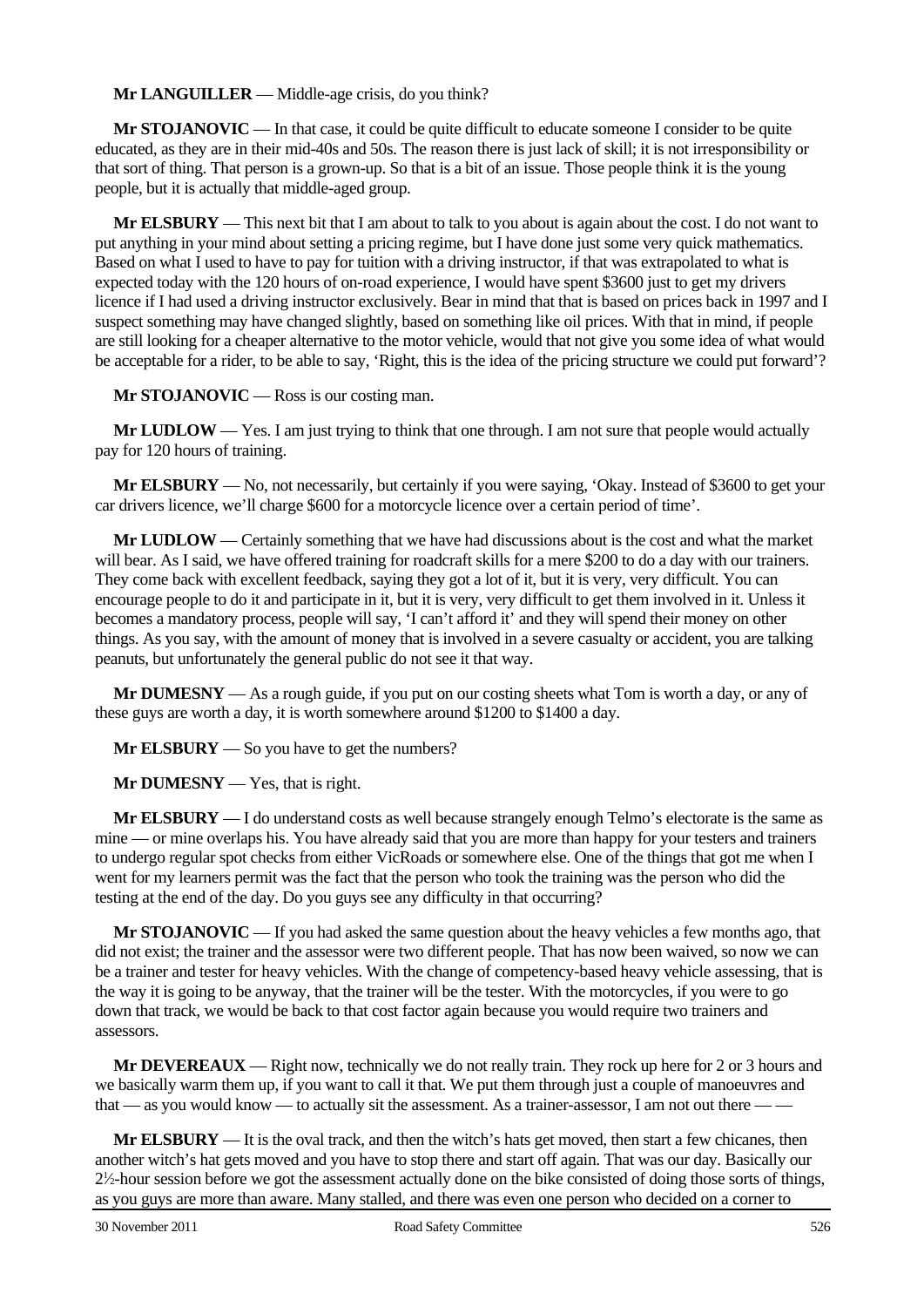**Mr LANGUILLER** — Middle-age crisis, do you think?

**Mr STOJANOVIC** — In that case, it could be quite difficult to educate someone I consider to be quite educated, as they are in their mid-40s and 50s. The reason there is just lack of skill; it is not irresponsibility or that sort of thing. That person is a grown-up. So that is a bit of an issue. Those people think it is the young people, but it is actually that middle-aged group.

**Mr ELSBURY** — This next bit that I am about to talk to you about is again about the cost. I do not want to put anything in your mind about setting a pricing regime, but I have done just some very quick mathematics. Based on what I used to have to pay for tuition with a driving instructor, if that was extrapolated to what is expected today with the 120 hours of on-road experience, I would have spent $3600 just to get my drivers licence if I had used a driving instructor exclusively. Bear in mind that that is based on prices back in 1997 and I suspect something may have changed slightly, based on something like oil prices. With that in mind, if people are still looking for a cheaper alternative to the motor vehicle, would that not give you some idea of what would be acceptable for a rider, to be able to say, 'Right, this is the idea of the pricing structure we could put forward'?

**Mr STOJANOVIC** — Ross is our costing man.

**Mr LUDLOW** — Yes. I am just trying to think that one through. I am not sure that people would actually pay for 120 hours of training.

**Mr ELSBURY** — No, not necessarily, but certainly if you were saying, 'Okay. Instead of $3600 to get your car drivers licence, we'll charge $600 for a motorcycle licence over a certain period of time'.

**Mr LUDLOW** — Certainly something that we have had discussions about is the cost and what the market will bear. As I said, we have offered training for roadcraft skills for a mere $200 to do a day with our trainers. They come back with excellent feedback, saying they got a lot of it, but it is very, very difficult. You can encourage people to do it and participate in it, but it is very, very difficult to get them involved in it. Unless it becomes a mandatory process, people will say, 'I can't afford it' and they will spend their money on other things. As you say, with the amount of money that is involved in a severe casualty or accident, you are talking peanuts, but unfortunately the general public do not see it that way.

**Mr DUMESNY** — As a rough guide, if you put on our costing sheets what Tom is worth a day, or any of these guys are worth a day, it is worth somewhere around $1200 to $1400 a day.

**Mr ELSBURY** — So you have to get the numbers?

**Mr DUMESNY** — Yes, that is right.

**Mr ELSBURY** — I do understand costs as well because strangely enough Telmo's electorate is the same as mine — or mine overlaps his. You have already said that you are more than happy for your testers and trainers to undergo regular spot checks from either VicRoads or somewhere else. One of the things that got me when I went for my learners permit was the fact that the person who took the training was the person who did the testing at the end of the day. Do you guys see any difficulty in that occurring?

**Mr STOJANOVIC** — If you had asked the same question about the heavy vehicles a few months ago, that did not exist; the trainer and the assessor were two different people. That has now been waived, so now we can be a trainer and tester for heavy vehicles. With the change of competency-based heavy vehicle assessing, that is the way it is going to be anyway, that the trainer will be the tester. With the motorcycles, if you were to go down that track, we would be back to that cost factor again because you would require two trainers and assessors.

**Mr DEVEREAUX** — Right now, technically we do not really train. They rock up here for 2 or 3 hours and we basically warm them up, if you want to call it that. We put them through just a couple of manoeuvres and that — as you would know — to actually sit the assessment. As a trainer-assessor, I am not out there — —

**Mr ELSBURY** — It is the oval track, and then the witch's hats get moved, then start a few chicanes, then another witch's hat gets moved and you have to stop there and start off again. That was our day. Basically our 2½-hour session before we got the assessment actually done on the bike consisted of doing those sorts of things, as you guys are more than aware. Many stalled, and there was even one person who decided on a corner to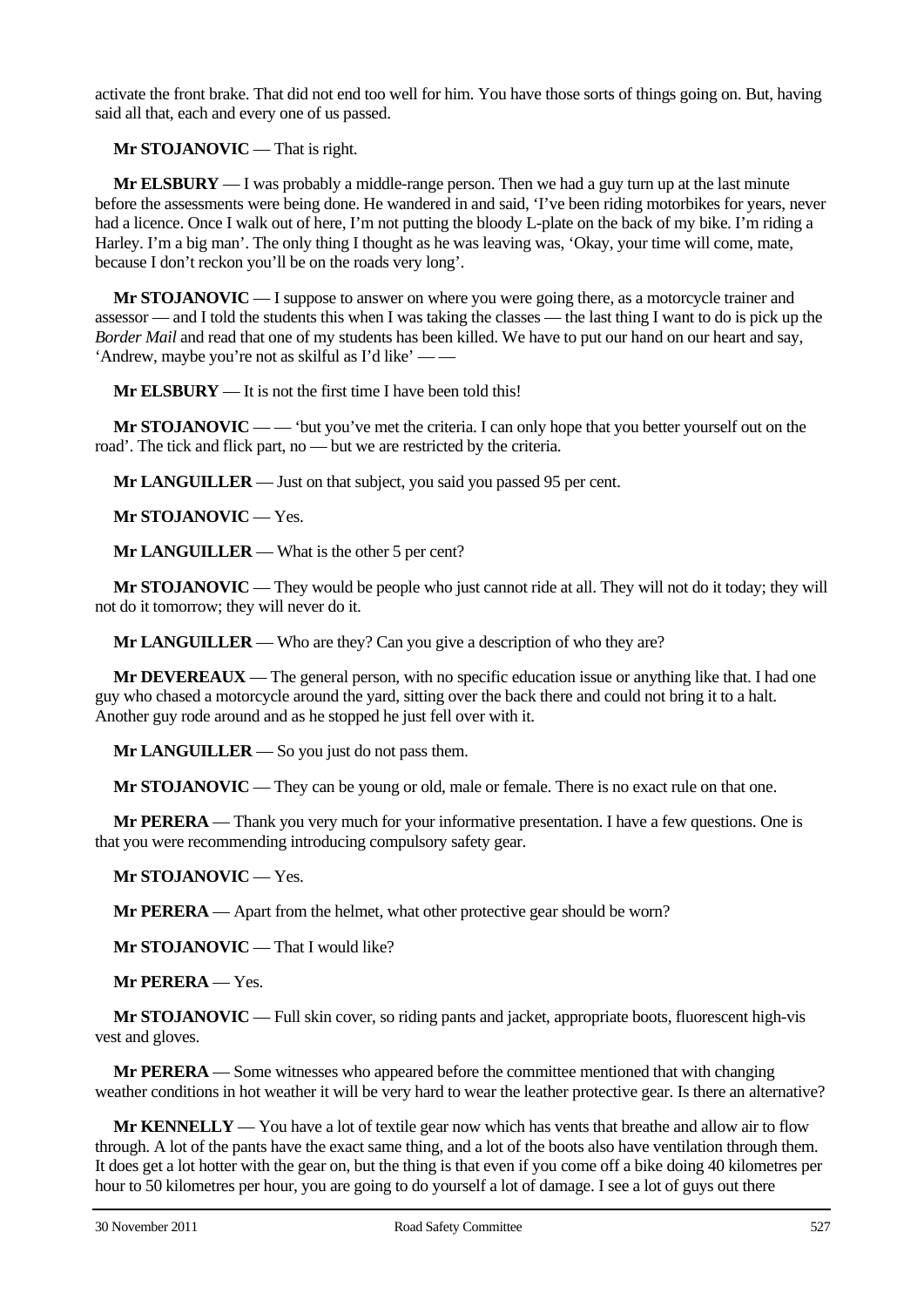activate the front brake. That did not end too well for him. You have those sorts of things going on. But, having said all that, each and every one of us passed.

**Mr STOJANOVIC** — That is right.

**Mr ELSBURY** — I was probably a middle-range person. Then we had a guy turn up at the last minute before the assessments were being done. He wandered in and said, 'I've been riding motorbikes for years, never had a licence. Once I walk out of here, I'm not putting the bloody L-plate on the back of my bike. I'm riding a Harley. I'm a big man'. The only thing I thought as he was leaving was, 'Okay, your time will come, mate, because I don't reckon you'll be on the roads very long'.

**Mr STOJANOVIC** — I suppose to answer on where you were going there, as a motorcycle trainer and assessor — and I told the students this when I was taking the classes — the last thing I want to do is pick up the *Border Mail* and read that one of my students has been killed. We have to put our hand on our heart and say, 'Andrew, maybe you're not as skilful as I'd like' — —

**Mr ELSBURY** — It is not the first time I have been told this!

**Mr STOJANOVIC** — — 'but you've met the criteria. I can only hope that you better yourself out on the road'. The tick and flick part, no — but we are restricted by the criteria.

**Mr LANGUILLER** — Just on that subject, you said you passed 95 per cent.

**Mr STOJANOVIC** — Yes.

**Mr LANGUILLER** — What is the other 5 per cent?

**Mr STOJANOVIC** — They would be people who just cannot ride at all. They will not do it today; they will not do it tomorrow; they will never do it.

**Mr LANGUILLER** — Who are they? Can you give a description of who they are?

**Mr DEVEREAUX** — The general person, with no specific education issue or anything like that. I had one guy who chased a motorcycle around the yard, sitting over the back there and could not bring it to a halt. Another guy rode around and as he stopped he just fell over with it.

**Mr LANGUILLER** — So you just do not pass them.

**Mr STOJANOVIC** — They can be young or old, male or female. There is no exact rule on that one.

**Mr PERERA** — Thank you very much for your informative presentation. I have a few questions. One is that you were recommending introducing compulsory safety gear.

**Mr STOJANOVIC** — Yes.

**Mr PERERA** — Apart from the helmet, what other protective gear should be worn?

**Mr STOJANOVIC** — That I would like?

**Mr PERERA** — Yes.

**Mr STOJANOVIC** — Full skin cover, so riding pants and jacket, appropriate boots, fluorescent high-vis vest and gloves.

**Mr PERERA** — Some witnesses who appeared before the committee mentioned that with changing weather conditions in hot weather it will be very hard to wear the leather protective gear. Is there an alternative?

**Mr KENNELLY** — You have a lot of textile gear now which has vents that breathe and allow air to flow through. A lot of the pants have the exact same thing, and a lot of the boots also have ventilation through them. It does get a lot hotter with the gear on, but the thing is that even if you come off a bike doing 40 kilometres per hour to 50 kilometres per hour, you are going to do yourself a lot of damage. I see a lot of guys out there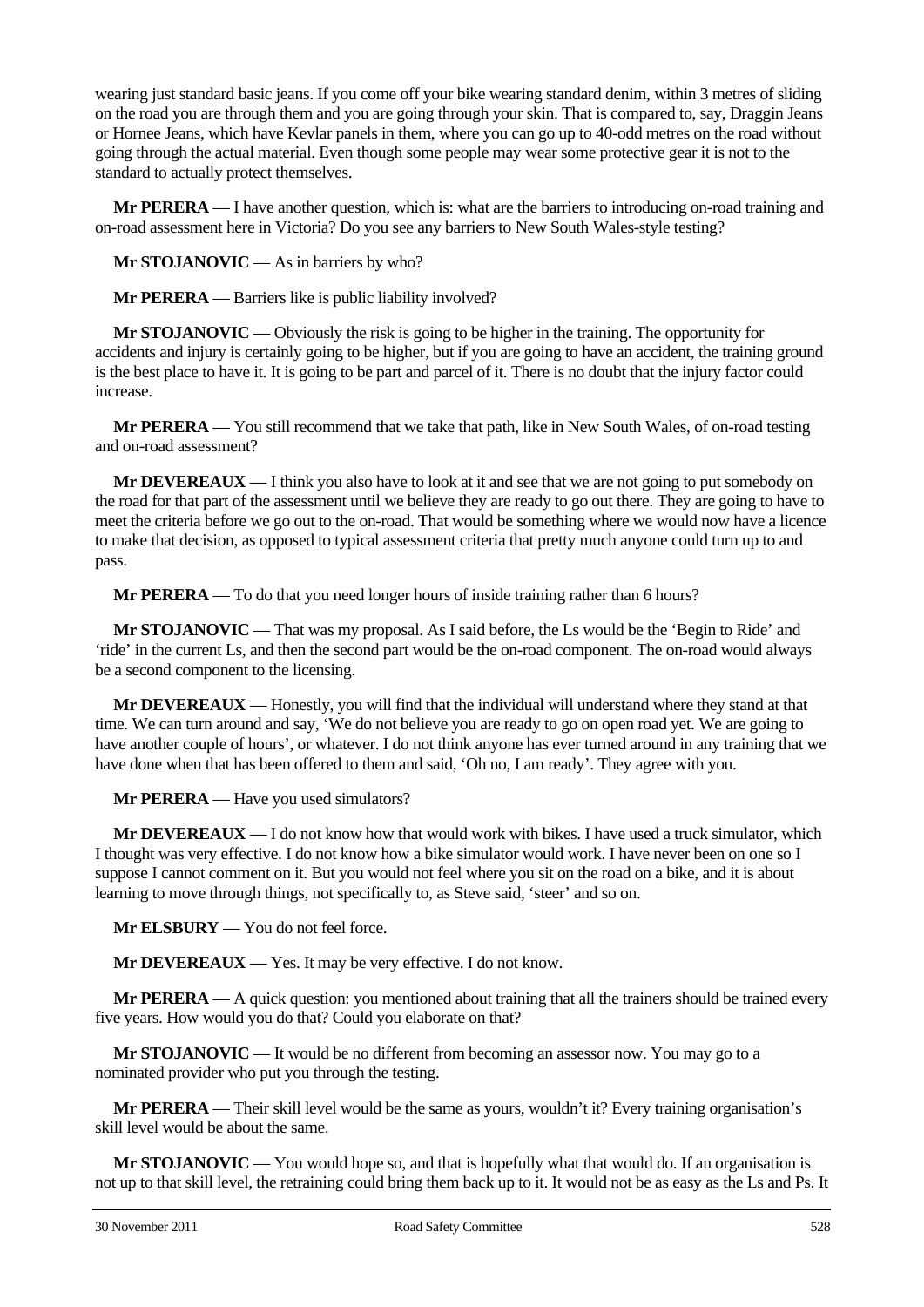wearing just standard basic jeans. If you come off your bike wearing standard denim, within 3 metres of sliding on the road you are through them and you are going through your skin. That is compared to, say, Draggin Jeans or Hornee Jeans, which have Kevlar panels in them, where you can go up to 40-odd metres on the road without going through the actual material. Even though some people may wear some protective gear it is not to the standard to actually protect themselves.

**Mr PERERA** — I have another question, which is: what are the barriers to introducing on-road training and on-road assessment here in Victoria? Do you see any barriers to New South Wales-style testing?

**Mr STOJANOVIC** — As in barriers by who?

**Mr PERERA** — Barriers like is public liability involved?

**Mr STOJANOVIC** — Obviously the risk is going to be higher in the training. The opportunity for accidents and injury is certainly going to be higher, but if you are going to have an accident, the training ground is the best place to have it. It is going to be part and parcel of it. There is no doubt that the injury factor could increase.

**Mr PERERA** — You still recommend that we take that path, like in New South Wales, of on-road testing and on-road assessment?

**Mr DEVEREAUX** — I think you also have to look at it and see that we are not going to put somebody on the road for that part of the assessment until we believe they are ready to go out there. They are going to have to meet the criteria before we go out to the on-road. That would be something where we would now have a licence to make that decision, as opposed to typical assessment criteria that pretty much anyone could turn up to and pass.

**Mr PERERA** — To do that you need longer hours of inside training rather than 6 hours?

**Mr STOJANOVIC** — That was my proposal. As I said before, the Ls would be the 'Begin to Ride' and 'ride' in the current Ls, and then the second part would be the on-road component. The on-road would always be a second component to the licensing.

**Mr DEVEREAUX** — Honestly, you will find that the individual will understand where they stand at that time. We can turn around and say, 'We do not believe you are ready to go on open road yet. We are going to have another couple of hours', or whatever. I do not think anyone has ever turned around in any training that we have done when that has been offered to them and said, 'Oh no, I am ready'. They agree with you.

**Mr PERERA** — Have you used simulators?

**Mr DEVEREAUX** — I do not know how that would work with bikes. I have used a truck simulator, which I thought was very effective. I do not know how a bike simulator would work. I have never been on one so I suppose I cannot comment on it. But you would not feel where you sit on the road on a bike, and it is about learning to move through things, not specifically to, as Steve said, 'steer' and so on.

**Mr ELSBURY** — You do not feel force.

**Mr DEVEREAUX** — Yes. It may be very effective. I do not know.

**Mr PERERA** — A quick question: you mentioned about training that all the trainers should be trained every five years. How would you do that? Could you elaborate on that?

**Mr STOJANOVIC** — It would be no different from becoming an assessor now. You may go to a nominated provider who put you through the testing.

**Mr PERERA** — Their skill level would be the same as yours, wouldn't it? Every training organisation's skill level would be about the same.

**Mr STOJANOVIC** — You would hope so, and that is hopefully what that would do. If an organisation is not up to that skill level, the retraining could bring them back up to it. It would not be as easy as the Ls and Ps. It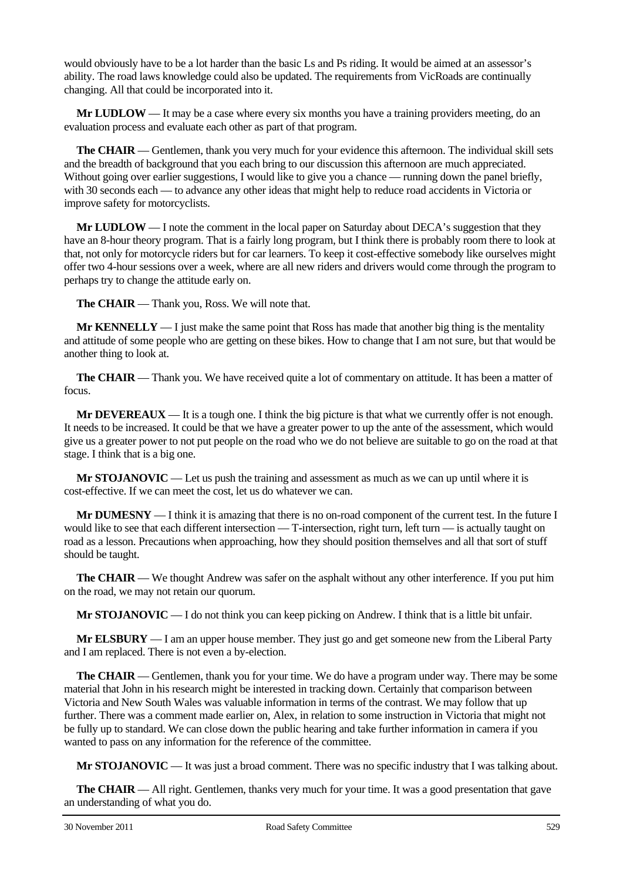would obviously have to be a lot harder than the basic Ls and Ps riding. It would be aimed at an assessor's ability. The road laws knowledge could also be updated. The requirements from VicRoads are continually changing. All that could be incorporated into it.

**Mr LUDLOW** — It may be a case where every six months you have a training providers meeting, do an evaluation process and evaluate each other as part of that program.

**The CHAIR** — Gentlemen, thank you very much for your evidence this afternoon. The individual skill sets and the breadth of background that you each bring to our discussion this afternoon are much appreciated. Without going over earlier suggestions, I would like to give you a chance — running down the panel briefly, with 30 seconds each — to advance any other ideas that might help to reduce road accidents in Victoria or improve safety for motorcyclists.

**Mr LUDLOW** — I note the comment in the local paper on Saturday about DECA's suggestion that they have an 8-hour theory program. That is a fairly long program, but I think there is probably room there to look at that, not only for motorcycle riders but for car learners. To keep it cost-effective somebody like ourselves might offer two 4-hour sessions over a week, where are all new riders and drivers would come through the program to perhaps try to change the attitude early on.

**The CHAIR** — Thank you, Ross. We will note that.

**Mr KENNELLY** — I just make the same point that Ross has made that another big thing is the mentality and attitude of some people who are getting on these bikes. How to change that I am not sure, but that would be another thing to look at.

**The CHAIR** — Thank you. We have received quite a lot of commentary on attitude. It has been a matter of focus.

**Mr DEVEREAUX** — It is a tough one. I think the big picture is that what we currently offer is not enough. It needs to be increased. It could be that we have a greater power to up the ante of the assessment, which would give us a greater power to not put people on the road who we do not believe are suitable to go on the road at that stage. I think that is a big one.

**Mr STOJANOVIC** — Let us push the training and assessment as much as we can up until where it is cost-effective. If we can meet the cost, let us do whatever we can.

**Mr DUMESNY** — I think it is amazing that there is no on-road component of the current test. In the future I would like to see that each different intersection — T-intersection, right turn, left turn — is actually taught on road as a lesson. Precautions when approaching, how they should position themselves and all that sort of stuff should be taught.

**The CHAIR** — We thought Andrew was safer on the asphalt without any other interference. If you put him on the road, we may not retain our quorum.

**Mr STOJANOVIC** — I do not think you can keep picking on Andrew. I think that is a little bit unfair.

**Mr ELSBURY** — I am an upper house member. They just go and get someone new from the Liberal Party and I am replaced. There is not even a by-election.

**The CHAIR** — Gentlemen, thank you for your time. We do have a program under way. There may be some material that John in his research might be interested in tracking down. Certainly that comparison between Victoria and New South Wales was valuable information in terms of the contrast. We may follow that up further. There was a comment made earlier on, Alex, in relation to some instruction in Victoria that might not be fully up to standard. We can close down the public hearing and take further information in camera if you wanted to pass on any information for the reference of the committee.

**Mr STOJANOVIC** — It was just a broad comment. There was no specific industry that I was talking about.

**The CHAIR** — All right. Gentlemen, thanks very much for your time. It was a good presentation that gave an understanding of what you do.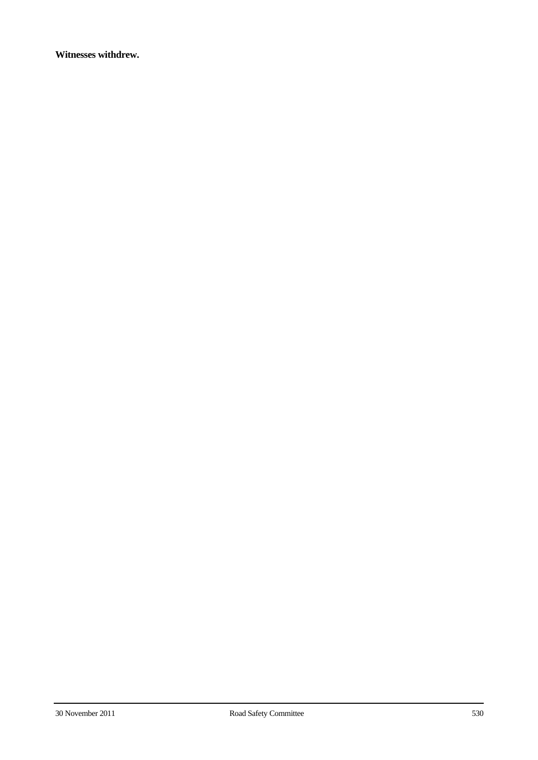**Witnesses withdrew.**